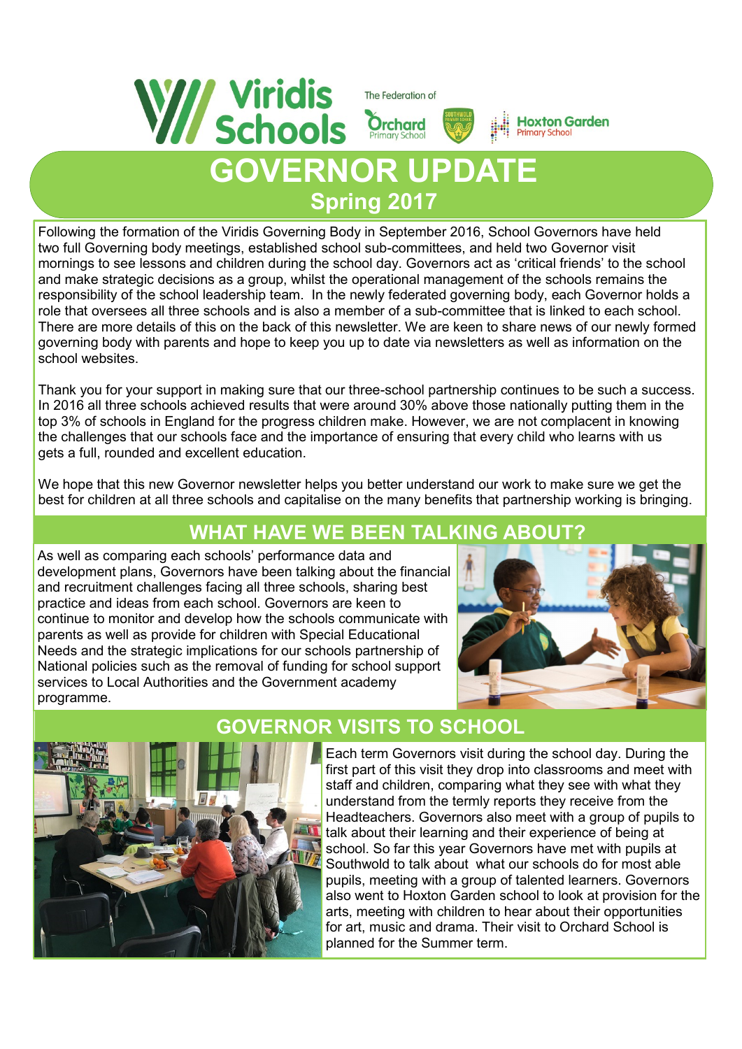Viridis Schools

The Federation of Orchard Primary School, Southwold Primary School, Hoxton Garden Primary School

# GOVERNOR UPDATE

## Spring 2017

Following the formation of the Viridis Governing Body in September 2016, School Governors have held two full Governing body meetings, established school sub-committees, and held two Governor visit mornings to see lessons and children during the school day. Governors act as 'critical friends' to the school and make strategic decisions as a group, whilst the operational management of the schools remains the responsibility of the school leadership team. In the newly federated governing body, each Governor holds a role that oversees all three schools and is also a member of a sub-committee that is linked to each school. There are more details of this on the back of this newsletter. We are keen to share news of our newly formed governing body with parents and hope to keep you up to date via newsletters as well as information on the school websites.

Thank you for your support in making sure that our three-school partnership continues to be such a success. In 2016 all three schools achieved results that were around 30% above those nationally putting them in the top 3% of schools in England for the progress children make. However, we are not complacent in knowing the challenges that our schools face and the importance of ensuring that every child who learns with us gets a full, rounded and excellent education.

We hope that this new Governor newsletter helps you better understand our work to make sure we get the best for children at all three schools and capitalise on the many benefits that partnership working is bringing.

## WHAT HAVE WE BEEN TALKING ABOUT?

As well as comparing each schools' performance data and development plans, Governors have been talking about the financial and recruitment challenges facing all three schools, sharing best practice and ideas from each school. Governors are keen to continue to monitor and develop how the schools communicate with parents as well as provide for children with Special Educational Needs and the strategic implications for our schools partnership of National policies such as the removal of funding for school support services to Local Authorities and the Government academy programme.

## GOVERNOR VISITS TO SCHOOL

Each term Governors visit during the school day. During the first part of this visit they drop into classrooms and meet with staff and children, comparing what they see with what they understand from the termly reports they receive from the Headteachers. Governors also meet with a group of pupils to talk about their learning and their experience of being at school. So far this year Governors have met with pupils at Southwold to talk about what our schools do for most able pupils, meeting with a group of talented learners. Governors also went to Hoxton Garden school to look at provision for the arts, meeting with children to hear about their opportunities for art, music and drama. Their visit to Orchard School is planned for the Summer term.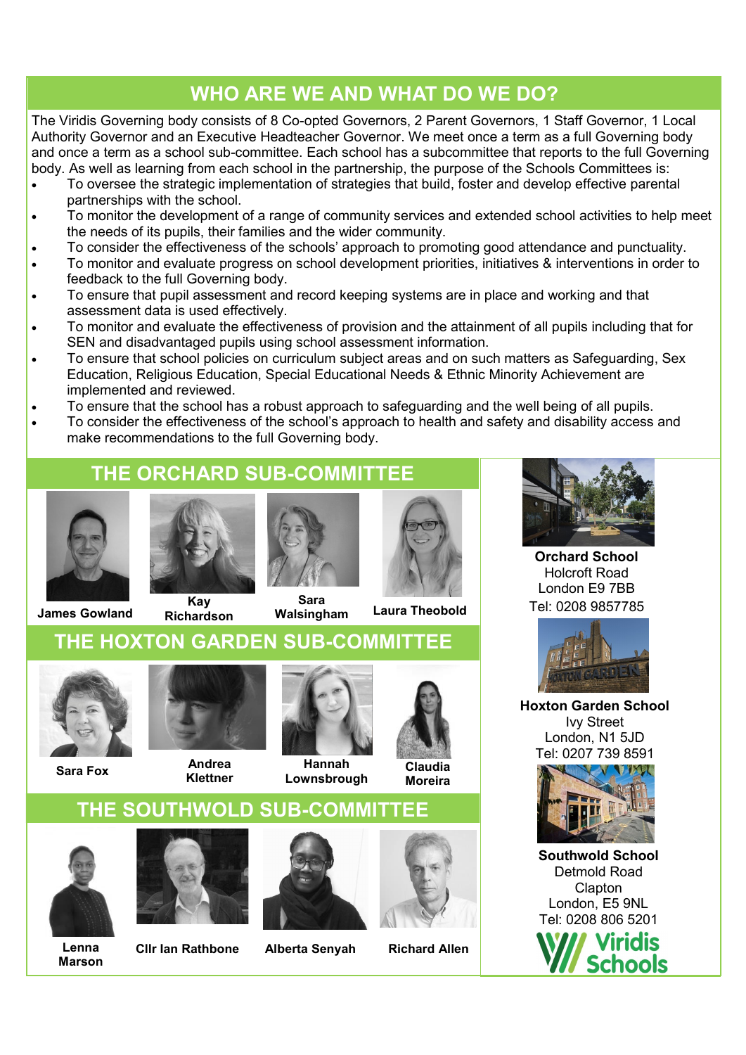## WHO ARE WE AND WHAT DO WE DO?

The Viridis Governing body consists of 8 Co-opted Governors, 2 Parent Governors, 1 Staff Governor, 1 Local Authority Governor and an Executive Headteacher Governor. We meet once a term as a full Governing body and once a term as a school sub-committee. Each school has a subcommittee that reports to the full Governing body. As well as learning from each school in the partnership, the purpose of the Schools Committees is:

- To oversee the strategic implementation of strategies that build, foster and develop effective parental partnerships with the school.
- To monitor the development of a range of community services and extended school activities to help meet the needs of its pupils, their families and the wider community.
- To consider the effectiveness of the schools' approach to promoting good attendance and punctuality.
- To monitor and evaluate progress on school development priorities, initiatives & interventions in order to feedback to the full Governing body.
- To ensure that pupil assessment and record keeping systems are in place and working and that assessment data is used effectively.
- To monitor and evaluate the effectiveness of provision and the attainment of all pupils including that for SEN and disadvantaged pupils using school assessment information.
- To ensure that school policies on curriculum subject areas and on such matters as Safeguarding, Sex Education, Religious Education, Special Educational Needs & Ethnic Minority Achievement are implemented and reviewed.
- To ensure that the school has a robust approach to safeguarding and the well being of all pupils.
- To consider the effectiveness of the school's approach to health and safety and disability access and make recommendations to the full Governing body.

## THE ORCHARD SUB-COMMITTEE

**James Gowland** **Kay Richardson** **Sara Walsingham** **Laura Theobold**

## THE HOXTON GARDEN SUB-COMMITTEE

**Sara Fox** **Andrea Klettner** **Hannah Lownsbrough** **Claudia Moreira**

## THE SOUTHWOLD SUB-COMMITTEE

**Lenna Marson** **Cllr Ian Rathbone** **Alberta Senyah** **Richard Allen**

**Orchard School**
Holcroft Road
London E9 7BB
Tel: 0208 9857785

**Hoxton Garden School**
Ivy Street
London, N1 5JD
Tel: 0207 739 8591

**Southwold School**
Detmold Road
Clapton
London, E5 9NL
Tel: 0208 806 5201

Viridis Schools